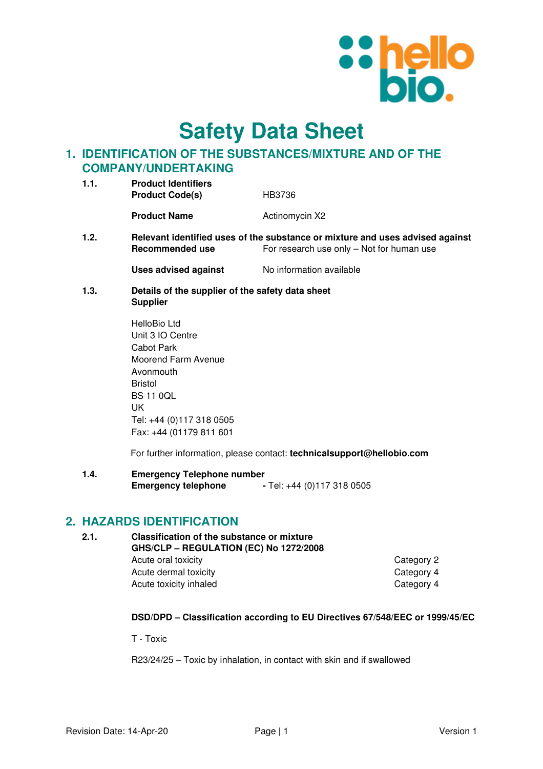# Safety Data Sheet

## 1. IDENTIFICATION OF THE SUBSTANCES/MIXTURE AND OF THE COMPANY/UNDERTAKING

**1.1. Product Identifiers**

| | |
|---|---|
| **Product Code(s)** | HB3736 |
| **Product Name** | Actinomycin X2 |

**1.2. Relevant identified uses of the substance or mixture and uses advised against**

| | |
|---|---|
| **Recommended use** | For research use only – Not for human use |
| **Uses advised against** | No information available |

**1.3. Details of the supplier of the safety data sheet**

**Supplier**

HelloBio Ltd
Unit 3 IO Centre
Cabot Park
Moorend Farm Avenue
Avonmouth
Bristol
BS 11 0QL
UK
Tel: +44 (0)117 318 0505
Fax: +44 (01179 811 601

For further information, please contact: **technicalsupport@hellobio.com**

**1.4. Emergency Telephone number**

**Emergency telephone** - Tel: +44 (0)117 318 0505

## 2. HAZARDS IDENTIFICATION

**2.1. Classification of the substance or mixture**

**GHS/CLP – REGULATION (EC) No 1272/2008**

| | |
|---|---|
| Acute oral toxicity | Category 2 |
| Acute dermal toxicity | Category 4 |
| Acute toxicity inhaled | Category 4 |

**DSD/DPD – Classification according to EU Directives 67/548/EEC or 1999/45/EC**

T - Toxic

R23/24/25 – Toxic by inhalation, in contact with skin and if swallowed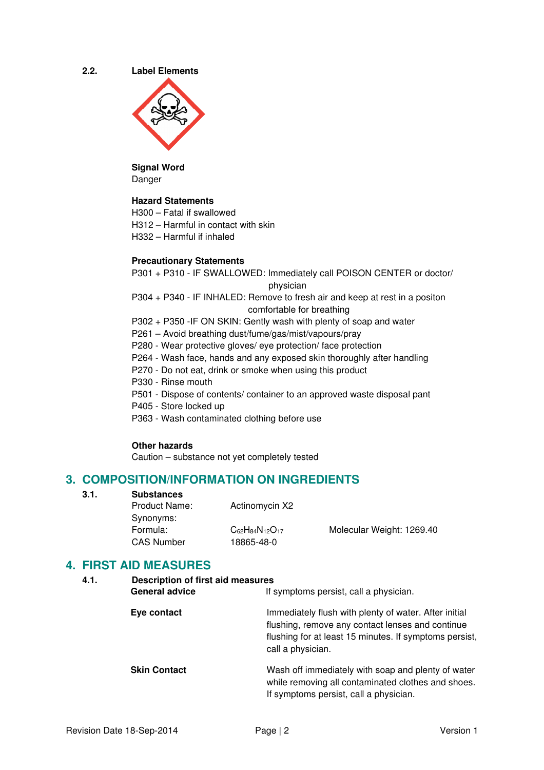### 2.2. Label Elements

**Signal Word**
Danger

**Hazard Statements**
H300 – Fatal if swallowed
H312 – Harmful in contact with skin
H332 – Harmful if inhaled

**Precautionary Statements**
P301 + P310 - IF SWALLOWED: Immediately call POISON CENTER or doctor/ physician
P304 + P340 - IF INHALED: Remove to fresh air and keep at rest in a positon comfortable for breathing
P302 + P350 -IF ON SKIN: Gently wash with plenty of soap and water
P261 – Avoid breathing dust/fume/gas/mist/vapours/pray
P280 - Wear protective gloves/ eye protection/ face protection
P264 - Wash face, hands and any exposed skin thoroughly after handling
P270 - Do not eat, drink or smoke when using this product
P330 - Rinse mouth
P501 - Dispose of contents/ container to an approved waste disposal pant
P405 - Store locked up
P363 - Wash contaminated clothing before use

**Other hazards**
Caution – substance not yet completely tested

## 3. COMPOSITION/INFORMATION ON INGREDIENTS

### 3.1. Substances

| | | |
|---|---|---|
| Product Name: | Actinomycin X2 | |
| Synonyms: | | |
| Formula: | $C_{62}H_{84}N_{12}O_{17}$ | Molecular Weight: 1269.40 |
| CAS Number | 18865-48-0 | |

## 4. FIRST AID MEASURES

### 4.1. Description of first aid measures

| | |
|---|---|
| **General advice** | If symptoms persist, call a physician. |
| **Eye contact** | Immediately flush with plenty of water. After initial flushing, remove any contact lenses and continue flushing for at least 15 minutes. If symptoms persist, call a physician. |
| **Skin Contact** | Wash off immediately with soap and plenty of water while removing all contaminated clothes and shoes. If symptoms persist, call a physician. |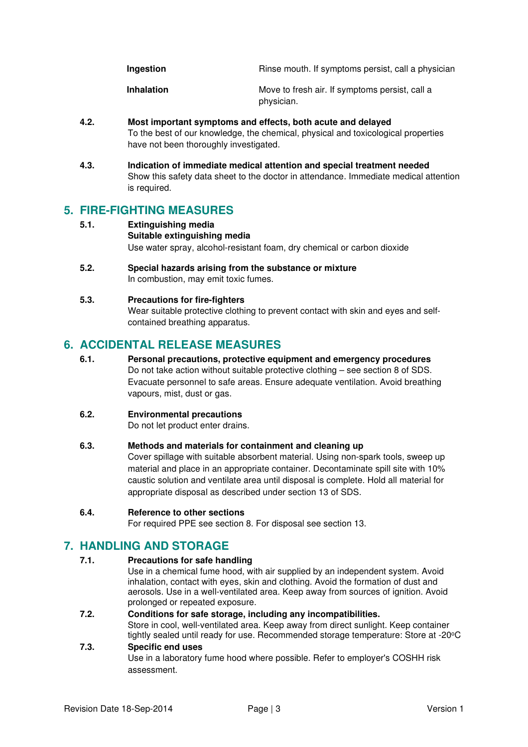| | |
|---|---|
| **Ingestion** | Rinse mouth. If symptoms persist, call a physician |
| **Inhalation** | Move to fresh air. If symptoms persist, call a physician. |

**4.2. Most important symptoms and effects, both acute and delayed**

To the best of our knowledge, the chemical, physical and toxicological properties have not been thoroughly investigated.

**4.3. Indication of immediate medical attention and special treatment needed**

Show this safety data sheet to the doctor in attendance. Immediate medical attention is required.

## 5. FIRE-FIGHTING MEASURES

**5.1. Extinguishing media**

**Suitable extinguishing media**

Use water spray, alcohol-resistant foam, dry chemical or carbon dioxide

**5.2. Special hazards arising from the substance or mixture**

In combustion, may emit toxic fumes.

**5.3. Precautions for fire-fighters**

Wear suitable protective clothing to prevent contact with skin and eyes and self-contained breathing apparatus.

## 6. ACCIDENTAL RELEASE MEASURES

**6.1. Personal precautions, protective equipment and emergency procedures**

Do not take action without suitable protective clothing – see section 8 of SDS. Evacuate personnel to safe areas. Ensure adequate ventilation. Avoid breathing vapours, mist, dust or gas.

**6.2. Environmental precautions**

Do not let product enter drains.

**6.3. Methods and materials for containment and cleaning up**

Cover spillage with suitable absorbent material. Using non-spark tools, sweep up material and place in an appropriate container. Decontaminate spill site with 10% caustic solution and ventilate area until disposal is complete. Hold all material for appropriate disposal as described under section 13 of SDS.

**6.4. Reference to other sections**

For required PPE see section 8. For disposal see section 13.

## 7. HANDLING AND STORAGE

**7.1. Precautions for safe handling**

Use in a chemical fume hood, with air supplied by an independent system. Avoid inhalation, contact with eyes, skin and clothing. Avoid the formation of dust and aerosols. Use in a well-ventilated area. Keep away from sources of ignition. Avoid prolonged or repeated exposure.

**7.2. Conditions for safe storage, including any incompatibilities.**

Store in cool, well-ventilated area. Keep away from direct sunlight. Keep container tightly sealed until ready for use. Recommended storage temperature: Store at -20$^{o}$C

**7.3. Specific end uses**

Use in a laboratory fume hood where possible. Refer to employer's COSHH risk assessment.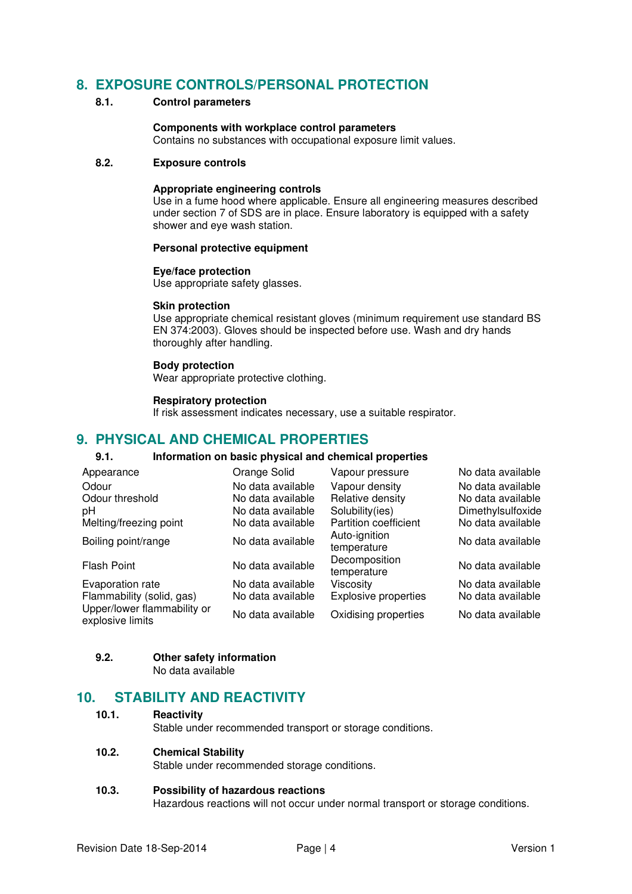## 8. EXPOSURE CONTROLS/PERSONAL PROTECTION

### 8.1. Control parameters

**Components with workplace control parameters**
Contains no substances with occupational exposure limit values.

### 8.2. Exposure controls

**Appropriate engineering controls**
Use in a fume hood where applicable. Ensure all engineering measures described under section 7 of SDS are in place. Ensure laboratory is equipped with a safety shower and eye wash station.

**Personal protective equipment**

**Eye/face protection**
Use appropriate safety glasses.

**Skin protection**
Use appropriate chemical resistant gloves (minimum requirement use standard BS EN 374:2003). Gloves should be inspected before use. Wash and dry hands thoroughly after handling.

**Body protection**
Wear appropriate protective clothing.

**Respiratory protection**
If risk assessment indicates necessary, use a suitable respirator.

## 9. PHYSICAL AND CHEMICAL PROPERTIES

### 9.1. Information on basic physical and chemical properties

| | | | |
|---|---|---|---|
| Appearance | Orange Solid | Vapour pressure | No data available |
| Odour | No data available | Vapour density | No data available |
| Odour threshold | No data available | Relative density | No data available |
| pH | No data available | Solubility(ies) | Dimethylsulfoxide |
| Melting/freezing point | No data available | Partition coefficient | No data available |
| Boiling point/range | No data available | Auto-ignition temperature | No data available |
| Flash Point | No data available | Decomposition temperature | No data available |
| Evaporation rate | No data available | Viscosity | No data available |
| Flammability (solid, gas) | No data available | Explosive properties | No data available |
| Upper/lower flammability or explosive limits | No data available | Oxidising properties | No data available |

### 9.2. Other safety information

No data available

## 10. STABILITY AND REACTIVITY

### 10.1. Reactivity

Stable under recommended transport or storage conditions.

### 10.2. Chemical Stability

Stable under recommended storage conditions.

### 10.3. Possibility of hazardous reactions

Hazardous reactions will not occur under normal transport or storage conditions.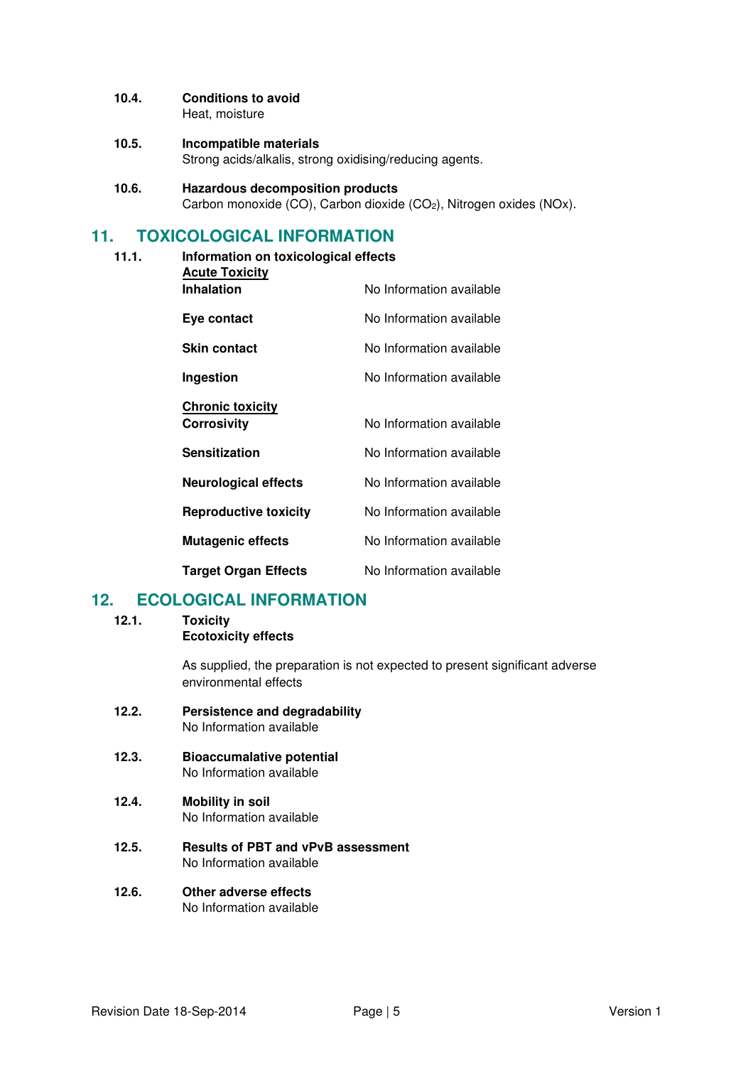**10.4. Conditions to avoid**
Heat, moisture

**10.5. Incompatible materials**
Strong acids/alkalis, strong oxidising/reducing agents.

**10.6. Hazardous decomposition products**
Carbon monoxide (CO), Carbon dioxide ($CO_2$), Nitrogen oxides (NOx).

## 11. TOXICOLOGICAL INFORMATION

**11.1. Information on toxicological effects**

**Acute Toxicity**

| | |
|---|---|
| **Inhalation** | No Information available |
| **Eye contact** | No Information available |
| **Skin contact** | No Information available |
| **Ingestion** | No Information available |

**Chronic toxicity**

| | |
|---|---|
| **Corrosivity** | No Information available |
| **Sensitization** | No Information available |
| **Neurological effects** | No Information available |
| **Reproductive toxicity** | No Information available |
| **Mutagenic effects** | No Information available |
| **Target Organ Effects** | No Information available |

## 12. ECOLOGICAL INFORMATION

**12.1. Toxicity**
**Ecotoxicity effects**

As supplied, the preparation is not expected to present significant adverse environmental effects

**12.2. Persistence and degradability**
No Information available

**12.3. Bioaccumalative potential**
No Information available

**12.4. Mobility in soil**
No Information available

**12.5. Results of PBT and vPvB assessment**
No Information available

**12.6. Other adverse effects**
No Information available

Revision Date 18-Sep-2014 Version 1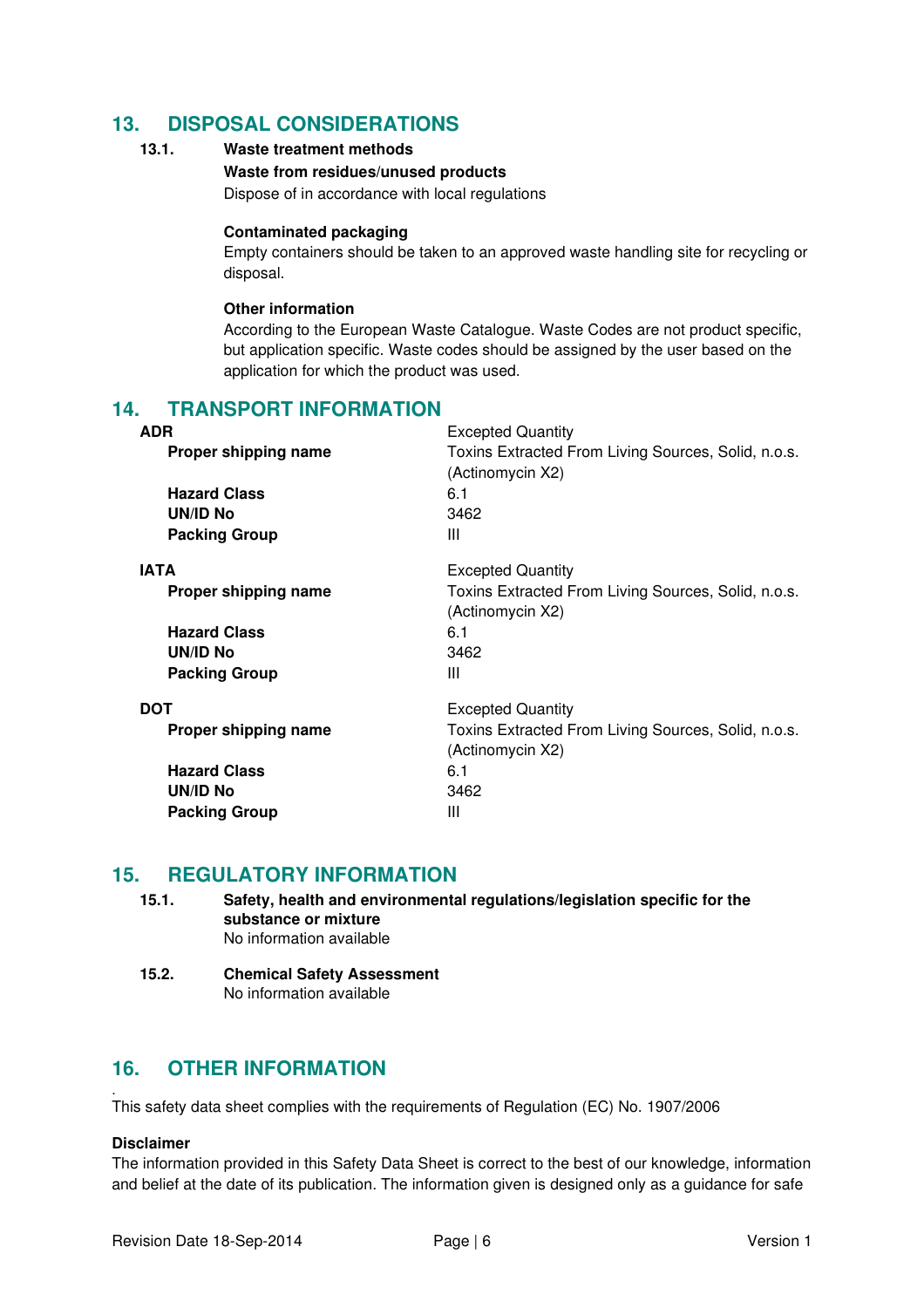## 13. DISPOSAL CONSIDERATIONS

**13.1. Waste treatment methods**

**Waste from residues/unused products**

Dispose of in accordance with local regulations

**Contaminated packaging**

Empty containers should be taken to an approved waste handling site for recycling or disposal.

**Other information**

According to the European Waste Catalogue. Waste Codes are not product specific, but application specific. Waste codes should be assigned by the user based on the application for which the product was used.

## 14. TRANSPORT INFORMATION

| | |
|---|---|
| **ADR** | Excepted Quantity |
| **Proper shipping name** | Toxins Extracted From Living Sources, Solid, n.o.s. (Actinomycin X2) |
| **Hazard Class** | 6.1 |
| **UN/ID No** | 3462 |
| **Packing Group** | III |
| **IATA** | Excepted Quantity |
| **Proper shipping name** | Toxins Extracted From Living Sources, Solid, n.o.s. (Actinomycin X2) |
| **Hazard Class** | 6.1 |
| **UN/ID No** | 3462 |
| **Packing Group** | III |
| **DOT** | Excepted Quantity |
| **Proper shipping name** | Toxins Extracted From Living Sources, Solid, n.o.s. (Actinomycin X2) |
| **Hazard Class** | 6.1 |
| **UN/ID No** | 3462 |
| **Packing Group** | III |

## 15. REGULATORY INFORMATION

**15.1. Safety, health and environmental regulations/legislation specific for the substance or mixture**

No information available

**15.2. Chemical Safety Assessment**

No information available

## 16. OTHER INFORMATION

.

This safety data sheet complies with the requirements of Regulation (EC) No. 1907/2006

**Disclaimer**

The information provided in this Safety Data Sheet is correct to the best of our knowledge, information and belief at the date of its publication. The information given is designed only as a guidance for safe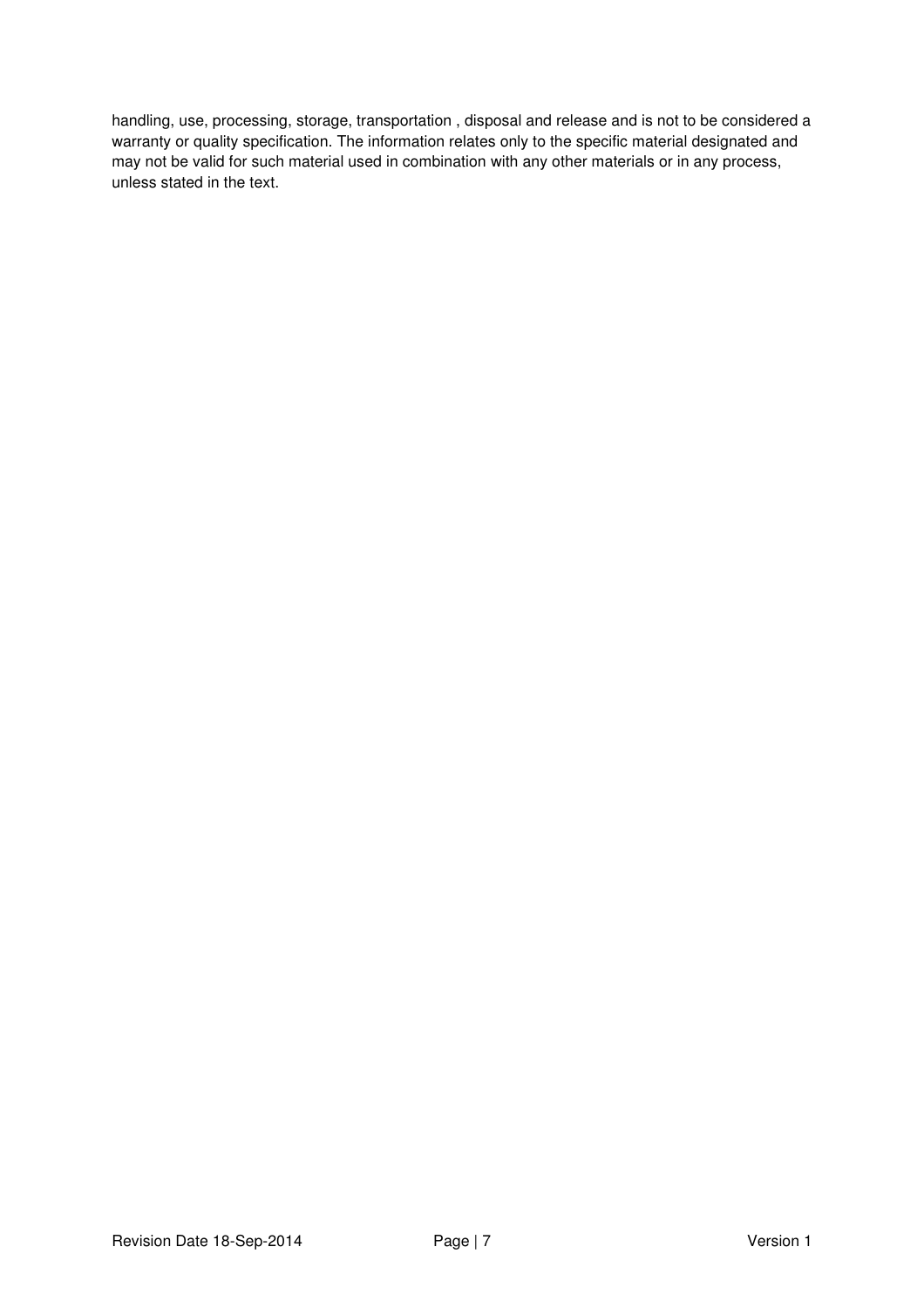handling, use, processing, storage, transportation , disposal and release and is not to be considered a warranty or quality specification. The information relates only to the specific material designated and may not be valid for such material used in combination with any other materials or in any process, unless stated in the text.